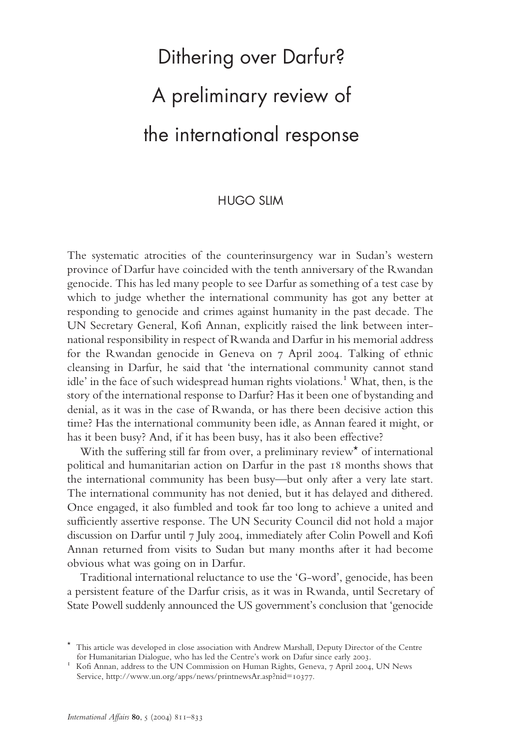# Dithering over Darfur? A preliminary review of the international response

HUGO SLIM

The systematic atrocities of the counterinsurgency war in Sudan's western province of Darfur have coincided with the tenth anniversary of the Rwandan genocide. This has led many people to see Darfur as something of a test case by which to judge whether the international community has got any better at responding to genocide and crimes against humanity in the past decade. The UN Secretary General, Kofi Annan, explicitly raised the link between international responsibility in respect of Rwanda and Darfur in his memorial address for the Rwandan genocide in Geneva on 7 April 2004. Talking of ethnic cleansing in Darfur, he said that 'the international community cannot stand idle' in the face of such widespread human rights violations.[1] What, then, is the story of the international response to Darfur? Has it been one of bystanding and denial, as it was in the case of Rwanda, or has there been decisive action this time? Has the international community been idle, as Annan feared it might, or has it been busy? And, if it has been busy, has it also been effective?

With the suffering still far from over, a preliminary review* of international political and humanitarian action on Darfur in the past 18 months shows that the international community has been busy—but only after a very late start. The international community has not denied, but it has delayed and dithered. Once engaged, it also fumbled and took far too long to achieve a united and sufficiently assertive response. The UN Security Council did not hold a major discussion on Darfur until 7 July 2004, immediately after Colin Powell and Kofi Annan returned from visits to Sudan but many months after it had become obvious what was going on in Darfur.

Traditional international reluctance to use the 'G-word', genocide, has been a persistent feature of the Darfur crisis, as it was in Rwanda, until Secretary of State Powell suddenly announced the US government's conclusion that 'genocide

---

* This article was developed in close association with Andrew Marshall, Deputy Director of the Centre for Humanitarian Dialogue, who has led the Centre's work on Dafur since early 2003.

[1] Kofi Annan, address to the UN Commission on Human Rights, Geneva, 7 April 2004, UN News Service, http://www.un.org/apps/news/printnewsAr.asp?nid=10377.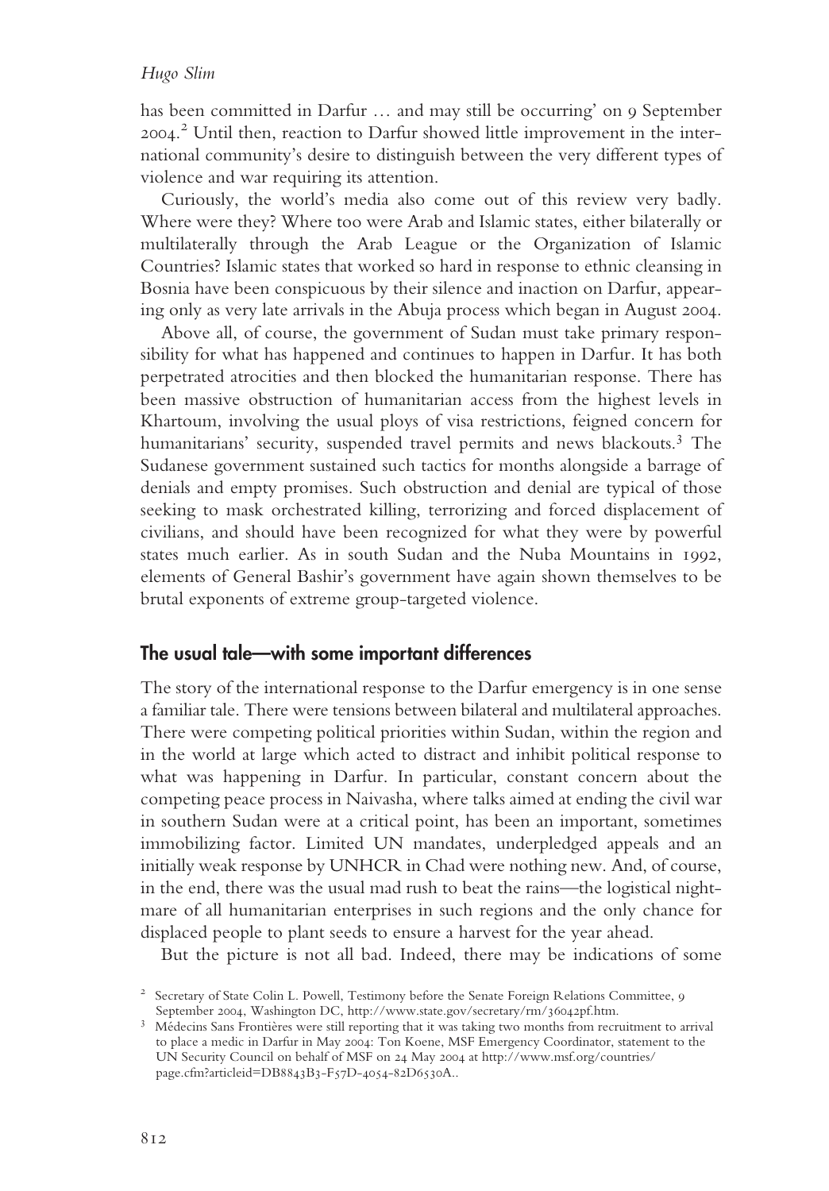has been committed in Darfur … and may still be occurring' on 9 September 2004.[2] Until then, reaction to Darfur showed little improvement in the international community's desire to distinguish between the very different types of violence and war requiring its attention.

Curiously, the world's media also come out of this review very badly. Where were they? Where too were Arab and Islamic states, either bilaterally or multilaterally through the Arab League or the Organization of Islamic Countries? Islamic states that worked so hard in response to ethnic cleansing in Bosnia have been conspicuous by their silence and inaction on Darfur, appearing only as very late arrivals in the Abuja process which began in August 2004.

Above all, of course, the government of Sudan must take primary responsibility for what has happened and continues to happen in Darfur. It has both perpetrated atrocities and then blocked the humanitarian response. There has been massive obstruction of humanitarian access from the highest levels in Khartoum, involving the usual ploys of visa restrictions, feigned concern for humanitarians' security, suspended travel permits and news blackouts.[3] The Sudanese government sustained such tactics for months alongside a barrage of denials and empty promises. Such obstruction and denial are typical of those seeking to mask orchestrated killing, terrorizing and forced displacement of civilians, and should have been recognized for what they were by powerful states much earlier. As in south Sudan and the Nuba Mountains in 1992, elements of General Bashir's government have again shown themselves to be brutal exponents of extreme group-targeted violence.

## The usual tale—with some important differences

The story of the international response to the Darfur emergency is in one sense a familiar tale. There were tensions between bilateral and multilateral approaches. There were competing political priorities within Sudan, within the region and in the world at large which acted to distract and inhibit political response to what was happening in Darfur. In particular, constant concern about the competing peace process in Naivasha, where talks aimed at ending the civil war in southern Sudan were at a critical point, has been an important, sometimes immobilizing factor. Limited UN mandates, underpledged appeals and an initially weak response by UNHCR in Chad were nothing new. And, of course, in the end, there was the usual mad rush to beat the rains—the logistical nightmare of all humanitarian enterprises in such regions and the only chance for displaced people to plant seeds to ensure a harvest for the year ahead.

But the picture is not all bad. Indeed, there may be indications of some

[2] Secretary of State Colin L. Powell, Testimony before the Senate Foreign Relations Committee, 9 September 2004, Washington DC, http://www.state.gov/secretary/rm/36042pf.htm.

[3] Médecins Sans Frontières were still reporting that it was taking two months from recruitment to arrival to place a medic in Darfur in May 2004: Ton Koene, MSF Emergency Coordinator, statement to the UN Security Council on behalf of MSF on 24 May 2004 at http://www.msf.org/countries/page.cfm?articleid=DB8843B3-F57D-4054-82D6530A..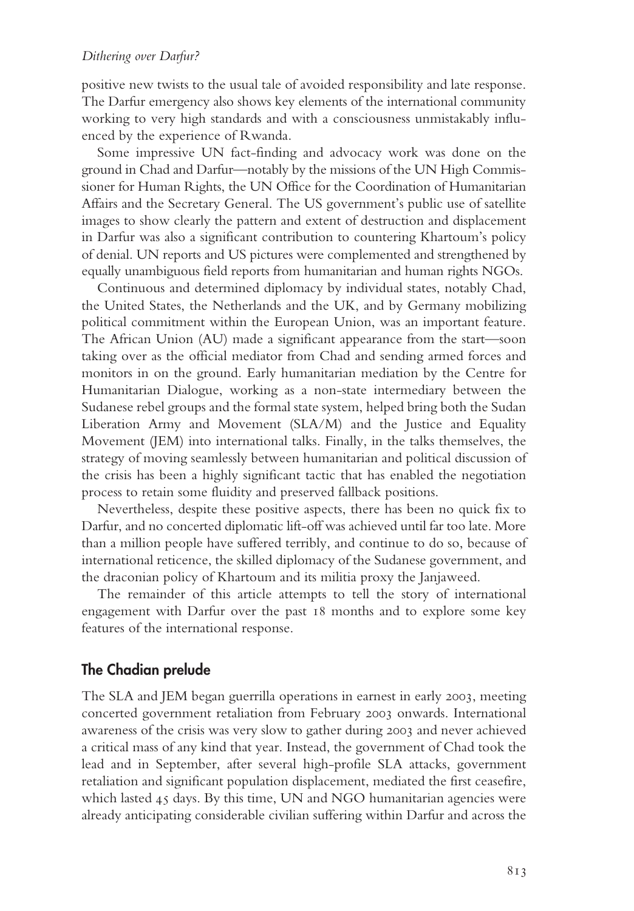positive new twists to the usual tale of avoided responsibility and late response. The Darfur emergency also shows key elements of the international community working to very high standards and with a consciousness unmistakably influenced by the experience of Rwanda.

Some impressive UN fact-finding and advocacy work was done on the ground in Chad and Darfur—notably by the missions of the UN High Commissioner for Human Rights, the UN Office for the Coordination of Humanitarian Affairs and the Secretary General. The US government's public use of satellite images to show clearly the pattern and extent of destruction and displacement in Darfur was also a significant contribution to countering Khartoum's policy of denial. UN reports and US pictures were complemented and strengthened by equally unambiguous field reports from humanitarian and human rights NGOs.

Continuous and determined diplomacy by individual states, notably Chad, the United States, the Netherlands and the UK, and by Germany mobilizing political commitment within the European Union, was an important feature. The African Union (AU) made a significant appearance from the start—soon taking over as the official mediator from Chad and sending armed forces and monitors in on the ground. Early humanitarian mediation by the Centre for Humanitarian Dialogue, working as a non-state intermediary between the Sudanese rebel groups and the formal state system, helped bring both the Sudan Liberation Army and Movement (SLA/M) and the Justice and Equality Movement (JEM) into international talks. Finally, in the talks themselves, the strategy of moving seamlessly between humanitarian and political discussion of the crisis has been a highly significant tactic that has enabled the negotiation process to retain some fluidity and preserved fallback positions.

Nevertheless, despite these positive aspects, there has been no quick fix to Darfur, and no concerted diplomatic lift-off was achieved until far too late. More than a million people have suffered terribly, and continue to do so, because of international reticence, the skilled diplomacy of the Sudanese government, and the draconian policy of Khartoum and its militia proxy the Janjaweed.

The remainder of this article attempts to tell the story of international engagement with Darfur over the past 18 months and to explore some key features of the international response.

## The Chadian prelude

The SLA and JEM began guerrilla operations in earnest in early 2003, meeting concerted government retaliation from February 2003 onwards. International awareness of the crisis was very slow to gather during 2003 and never achieved a critical mass of any kind that year. Instead, the government of Chad took the lead and in September, after several high-profile SLA attacks, government retaliation and significant population displacement, mediated the first ceasefire, which lasted 45 days. By this time, UN and NGO humanitarian agencies were already anticipating considerable civilian suffering within Darfur and across the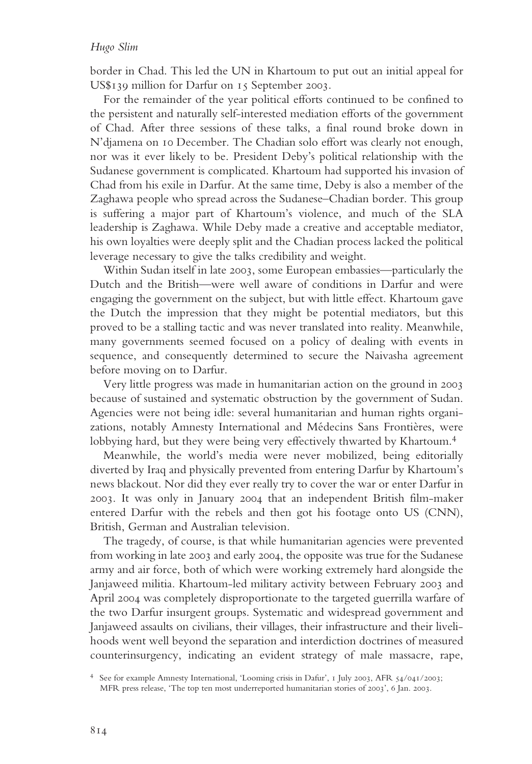border in Chad. This led the UN in Khartoum to put out an initial appeal for US$139 million for Darfur on 15 September 2003.

For the remainder of the year political efforts continued to be confined to the persistent and naturally self-interested mediation efforts of the government of Chad. After three sessions of these talks, a final round broke down in N'djamena on 10 December. The Chadian solo effort was clearly not enough, nor was it ever likely to be. President Deby's political relationship with the Sudanese government is complicated. Khartoum had supported his invasion of Chad from his exile in Darfur. At the same time, Deby is also a member of the Zaghawa people who spread across the Sudanese–Chadian border. This group is suffering a major part of Khartoum's violence, and much of the SLA leadership is Zaghawa. While Deby made a creative and acceptable mediator, his own loyalties were deeply split and the Chadian process lacked the political leverage necessary to give the talks credibility and weight.

Within Sudan itself in late 2003, some European embassies—particularly the Dutch and the British—were well aware of conditions in Darfur and were engaging the government on the subject, but with little effect. Khartoum gave the Dutch the impression that they might be potential mediators, but this proved to be a stalling tactic and was never translated into reality. Meanwhile, many governments seemed focused on a policy of dealing with events in sequence, and consequently determined to secure the Naivasha agreement before moving on to Darfur.

Very little progress was made in humanitarian action on the ground in 2003 because of sustained and systematic obstruction by the government of Sudan. Agencies were not being idle: several humanitarian and human rights organizations, notably Amnesty International and Médecins Sans Frontières, were lobbying hard, but they were being very effectively thwarted by Khartoum.[4]

Meanwhile, the world's media were never mobilized, being editorially diverted by Iraq and physically prevented from entering Darfur by Khartoum's news blackout. Nor did they ever really try to cover the war or enter Darfur in 2003. It was only in January 2004 that an independent British film-maker entered Darfur with the rebels and then got his footage onto US (CNN), British, German and Australian television.

The tragedy, of course, is that while humanitarian agencies were prevented from working in late 2003 and early 2004, the opposite was true for the Sudanese army and air force, both of which were working extremely hard alongside the Janjaweed militia. Khartoum-led military activity between February 2003 and April 2004 was completely disproportionate to the targeted guerrilla warfare of the two Darfur insurgent groups. Systematic and widespread government and Janjaweed assaults on civilians, their villages, their infrastructure and their livelihoods went well beyond the separation and interdiction doctrines of measured counterinsurgency, indicating an evident strategy of male massacre, rape,

[4] See for example Amnesty International, 'Looming crisis in Dafur', 1 July 2003, AFR 54/041/2003; MFR press release, 'The top ten most underreported humanitarian stories of 2003', 6 Jan. 2003.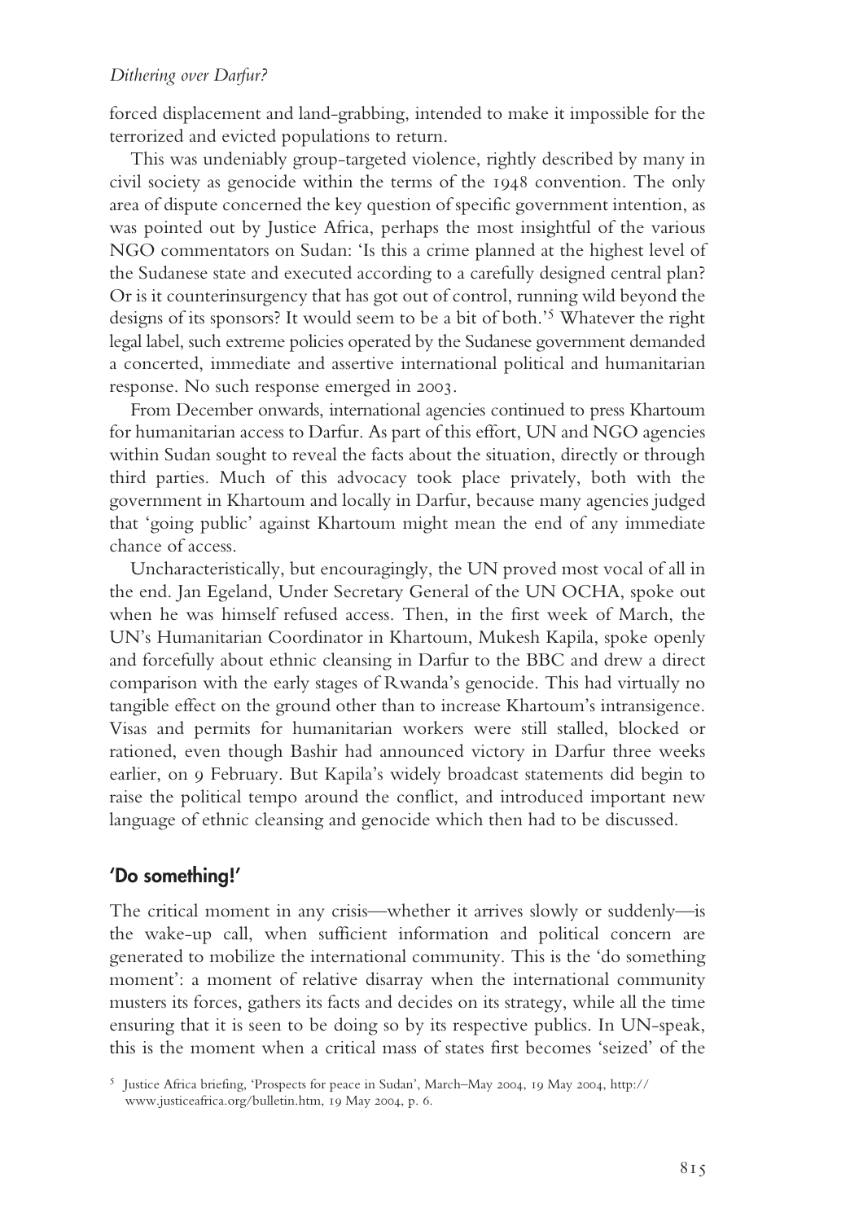forced displacement and land-grabbing, intended to make it impossible for the terrorized and evicted populations to return.

This was undeniably group-targeted violence, rightly described by many in civil society as genocide within the terms of the 1948 convention. The only area of dispute concerned the key question of specific government intention, as was pointed out by Justice Africa, perhaps the most insightful of the various NGO commentators on Sudan: 'Is this a crime planned at the highest level of the Sudanese state and executed according to a carefully designed central plan? Or is it counterinsurgency that has got out of control, running wild beyond the designs of its sponsors? It would seem to be a bit of both.'[5] Whatever the right legal label, such extreme policies operated by the Sudanese government demanded a concerted, immediate and assertive international political and humanitarian response. No such response emerged in 2003.

From December onwards, international agencies continued to press Khartoum for humanitarian access to Darfur. As part of this effort, UN and NGO agencies within Sudan sought to reveal the facts about the situation, directly or through third parties. Much of this advocacy took place privately, both with the government in Khartoum and locally in Darfur, because many agencies judged that 'going public' against Khartoum might mean the end of any immediate chance of access.

Uncharacteristically, but encouragingly, the UN proved most vocal of all in the end. Jan Egeland, Under Secretary General of the UN OCHA, spoke out when he was himself refused access. Then, in the first week of March, the UN's Humanitarian Coordinator in Khartoum, Mukesh Kapila, spoke openly and forcefully about ethnic cleansing in Darfur to the BBC and drew a direct comparison with the early stages of Rwanda's genocide. This had virtually no tangible effect on the ground other than to increase Khartoum's intransigence. Visas and permits for humanitarian workers were still stalled, blocked or rationed, even though Bashir had announced victory in Darfur three weeks earlier, on 9 February. But Kapila's widely broadcast statements did begin to raise the political tempo around the conflict, and introduced important new language of ethnic cleansing and genocide which then had to be discussed.

## 'Do something!'

The critical moment in any crisis—whether it arrives slowly or suddenly—is the wake-up call, when sufficient information and political concern are generated to mobilize the international community. This is the 'do something moment': a moment of relative disarray when the international community musters its forces, gathers its facts and decides on its strategy, while all the time ensuring that it is seen to be doing so by its respective publics. In UN-speak, this is the moment when a critical mass of states first becomes 'seized' of the

[5] Justice Africa briefing, 'Prospects for peace in Sudan', March–May 2004, 19 May 2004, http://www.justiceafrica.org/bulletin.htm, 19 May 2004, p. 6.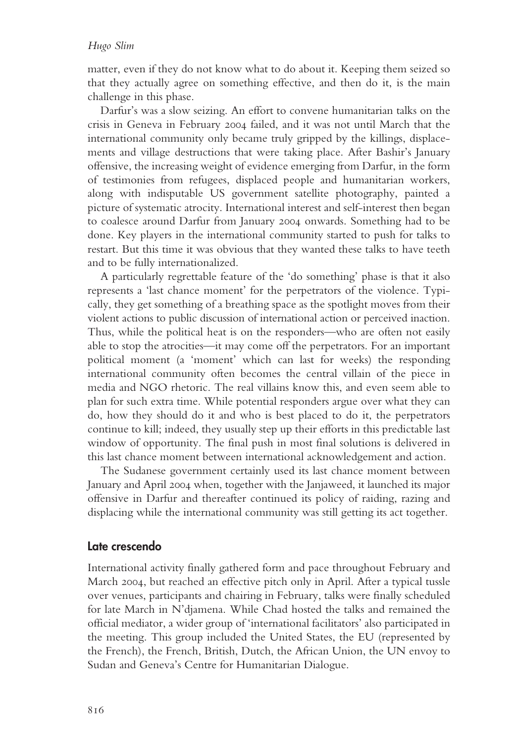matter, even if they do not know what to do about it. Keeping them seized so that they actually agree on something effective, and then do it, is the main challenge in this phase.

Darfur's was a slow seizing. An effort to convene humanitarian talks on the crisis in Geneva in February 2004 failed, and it was not until March that the international community only became truly gripped by the killings, displacements and village destructions that were taking place. After Bashir's January offensive, the increasing weight of evidence emerging from Darfur, in the form of testimonies from refugees, displaced people and humanitarian workers, along with indisputable US government satellite photography, painted a picture of systematic atrocity. International interest and self-interest then began to coalesce around Darfur from January 2004 onwards. Something had to be done. Key players in the international community started to push for talks to restart. But this time it was obvious that they wanted these talks to have teeth and to be fully internationalized.

A particularly regrettable feature of the 'do something' phase is that it also represents a 'last chance moment' for the perpetrators of the violence. Typically, they get something of a breathing space as the spotlight moves from their violent actions to public discussion of international action or perceived inaction. Thus, while the political heat is on the responders—who are often not easily able to stop the atrocities—it may come off the perpetrators. For an important political moment (a 'moment' which can last for weeks) the responding international community often becomes the central villain of the piece in media and NGO rhetoric. The real villains know this, and even seem able to plan for such extra time. While potential responders argue over what they can do, how they should do it and who is best placed to do it, the perpetrators continue to kill; indeed, they usually step up their efforts in this predictable last window of opportunity. The final push in most final solutions is delivered in this last chance moment between international acknowledgement and action.

The Sudanese government certainly used its last chance moment between January and April 2004 when, together with the Janjaweed, it launched its major offensive in Darfur and thereafter continued its policy of raiding, razing and displacing while the international community was still getting its act together.

## Late crescendo

International activity finally gathered form and pace throughout February and March 2004, but reached an effective pitch only in April. After a typical tussle over venues, participants and chairing in February, talks were finally scheduled for late March in N'djamena. While Chad hosted the talks and remained the official mediator, a wider group of 'international facilitators' also participated in the meeting. This group included the United States, the EU (represented by the French), the French, British, Dutch, the African Union, the UN envoy to Sudan and Geneva's Centre for Humanitarian Dialogue.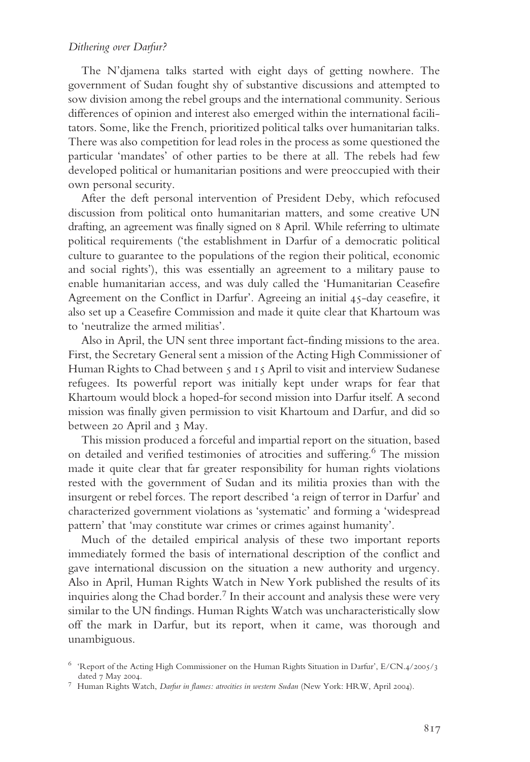The N'djamena talks started with eight days of getting nowhere. The government of Sudan fought shy of substantive discussions and attempted to sow division among the rebel groups and the international community. Serious differences of opinion and interest also emerged within the international facilitators. Some, like the French, prioritized political talks over humanitarian talks. There was also competition for lead roles in the process as some questioned the particular 'mandates' of other parties to be there at all. The rebels had few developed political or humanitarian positions and were preoccupied with their own personal security.

After the deft personal intervention of President Deby, which refocused discussion from political onto humanitarian matters, and some creative UN drafting, an agreement was finally signed on 8 April. While referring to ultimate political requirements ('the establishment in Darfur of a democratic political culture to guarantee to the populations of the region their political, economic and social rights'), this was essentially an agreement to a military pause to enable humanitarian access, and was duly called the 'Humanitarian Ceasefire Agreement on the Conflict in Darfur'. Agreeing an initial 45-day ceasefire, it also set up a Ceasefire Commission and made it quite clear that Khartoum was to 'neutralize the armed militias'.

Also in April, the UN sent three important fact-finding missions to the area. First, the Secretary General sent a mission of the Acting High Commissioner of Human Rights to Chad between 5 and 15 April to visit and interview Sudanese refugees. Its powerful report was initially kept under wraps for fear that Khartoum would block a hoped-for second mission into Darfur itself. A second mission was finally given permission to visit Khartoum and Darfur, and did so between 20 April and 3 May.

This mission produced a forceful and impartial report on the situation, based on detailed and verified testimonies of atrocities and suffering.[6] The mission made it quite clear that far greater responsibility for human rights violations rested with the government of Sudan and its militia proxies than with the insurgent or rebel forces. The report described 'a reign of terror in Darfur' and characterized government violations as 'systematic' and forming a 'widespread pattern' that 'may constitute war crimes or crimes against humanity'.

Much of the detailed empirical analysis of these two important reports immediately formed the basis of international description of the conflict and gave international discussion on the situation a new authority and urgency. Also in April, Human Rights Watch in New York published the results of its inquiries along the Chad border.[7] In their account and analysis these were very similar to the UN findings. Human Rights Watch was uncharacteristically slow off the mark in Darfur, but its report, when it came, was thorough and unambiguous.

[6] 'Report of the Acting High Commissioner on the Human Rights Situation in Darfur', E/CN.4/2005/3 dated 7 May 2004.

[7] Human Rights Watch, *Darfur in flames: atrocities in western Sudan* (New York: HRW, April 2004).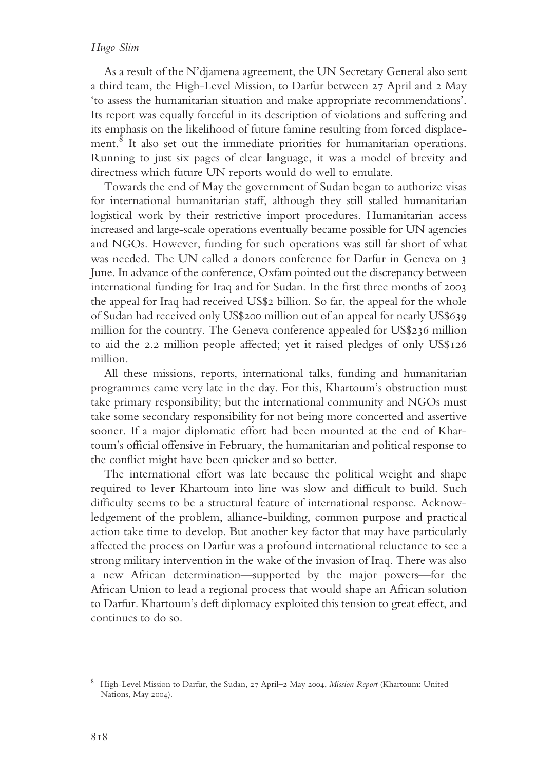As a result of the N'djamena agreement, the UN Secretary General also sent a third team, the High-Level Mission, to Darfur between 27 April and 2 May 'to assess the humanitarian situation and make appropriate recommendations'. Its report was equally forceful in its description of violations and suffering and its emphasis on the likelihood of future famine resulting from forced displacement.[8] It also set out the immediate priorities for humanitarian operations. Running to just six pages of clear language, it was a model of brevity and directness which future UN reports would do well to emulate.

Towards the end of May the government of Sudan began to authorize visas for international humanitarian staff, although they still stalled humanitarian logistical work by their restrictive import procedures. Humanitarian access increased and large-scale operations eventually became possible for UN agencies and NGOs. However, funding for such operations was still far short of what was needed. The UN called a donors conference for Darfur in Geneva on 3 June. In advance of the conference, Oxfam pointed out the discrepancy between international funding for Iraq and for Sudan. In the first three months of 2003 the appeal for Iraq had received US$2 billion. So far, the appeal for the whole of Sudan had received only US$200 million out of an appeal for nearly US$639 million for the country. The Geneva conference appealed for US$236 million to aid the 2.2 million people affected; yet it raised pledges of only US$126 million.

All these missions, reports, international talks, funding and humanitarian programmes came very late in the day. For this, Khartoum's obstruction must take primary responsibility; but the international community and NGOs must take some secondary responsibility for not being more concerted and assertive sooner. If a major diplomatic effort had been mounted at the end of Khartoum's official offensive in February, the humanitarian and political response to the conflict might have been quicker and so better.

The international effort was late because the political weight and shape required to lever Khartoum into line was slow and difficult to build. Such difficulty seems to be a structural feature of international response. Acknowledgement of the problem, alliance-building, common purpose and practical action take time to develop. But another key factor that may have particularly affected the process on Darfur was a profound international reluctance to see a strong military intervention in the wake of the invasion of Iraq. There was also a new African determination—supported by the major powers—for the African Union to lead a regional process that would shape an African solution to Darfur. Khartoum's deft diplomacy exploited this tension to great effect, and continues to do so.

[8] High-Level Mission to Darfur, the Sudan, 27 April–2 May 2004, *Mission Report* (Khartoum: United Nations, May 2004).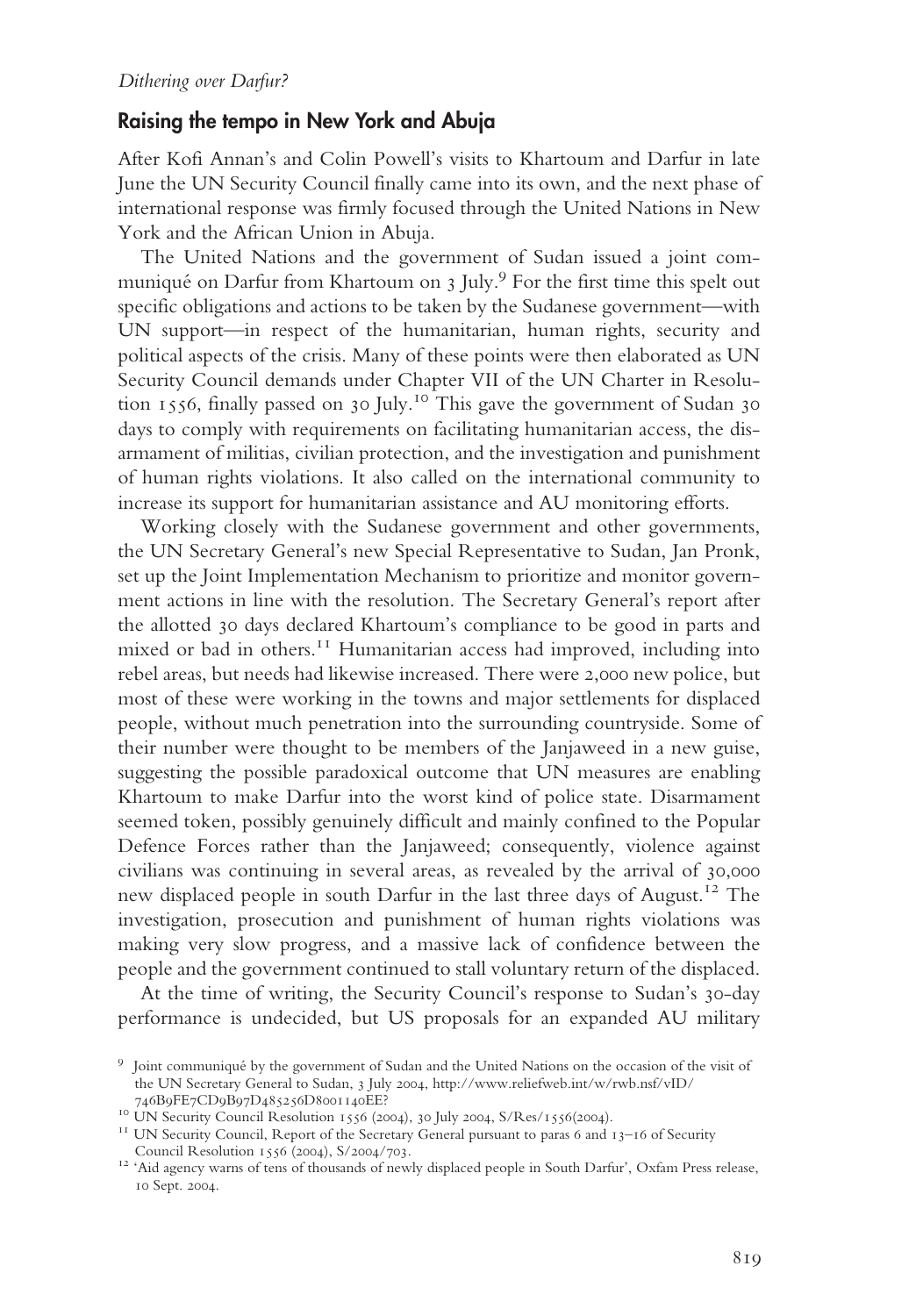## Raising the tempo in New York and Abuja

After Kofi Annan's and Colin Powell's visits to Khartoum and Darfur in late June the UN Security Council finally came into its own, and the next phase of international response was firmly focused through the United Nations in New York and the African Union in Abuja.

The United Nations and the government of Sudan issued a joint communiqué on Darfur from Khartoum on 3 July.[9] For the first time this spelt out specific obligations and actions to be taken by the Sudanese government—with UN support—in respect of the humanitarian, human rights, security and political aspects of the crisis. Many of these points were then elaborated as UN Security Council demands under Chapter VII of the UN Charter in Resolution 1556, finally passed on 30 July.[10] This gave the government of Sudan 30 days to comply with requirements on facilitating humanitarian access, the disarmament of militias, civilian protection, and the investigation and punishment of human rights violations. It also called on the international community to increase its support for humanitarian assistance and AU monitoring efforts.

Working closely with the Sudanese government and other governments, the UN Secretary General's new Special Representative to Sudan, Jan Pronk, set up the Joint Implementation Mechanism to prioritize and monitor government actions in line with the resolution. The Secretary General's report after the allotted 30 days declared Khartoum's compliance to be good in parts and mixed or bad in others.[11] Humanitarian access had improved, including into rebel areas, but needs had likewise increased. There were 2,000 new police, but most of these were working in the towns and major settlements for displaced people, without much penetration into the surrounding countryside. Some of their number were thought to be members of the Janjaweed in a new guise, suggesting the possible paradoxical outcome that UN measures are enabling Khartoum to make Darfur into the worst kind of police state. Disarmament seemed token, possibly genuinely difficult and mainly confined to the Popular Defence Forces rather than the Janjaweed; consequently, violence against civilians was continuing in several areas, as revealed by the arrival of 30,000 new displaced people in south Darfur in the last three days of August.[12] The investigation, prosecution and punishment of human rights violations was making very slow progress, and a massive lack of confidence between the people and the government continued to stall voluntary return of the displaced.

At the time of writing, the Security Council's response to Sudan's 30-day performance is undecided, but US proposals for an expanded AU military

---

[9] Joint communiqué by the government of Sudan and the United Nations on the occasion of the visit of the UN Secretary General to Sudan, 3 July 2004, http://www.reliefweb.int/w/rwb.nsf/vID/746B9FE7CD9B97D485256D8001140EE?

[10] UN Security Council Resolution 1556 (2004), 30 July 2004, S/Res/1556(2004).

[11] UN Security Council, Report of the Secretary General pursuant to paras 6 and 13–16 of Security Council Resolution 1556 (2004), S/2004/703.

[12] 'Aid agency warns of tens of thousands of newly displaced people in South Darfur', Oxfam Press release, 10 Sept. 2004.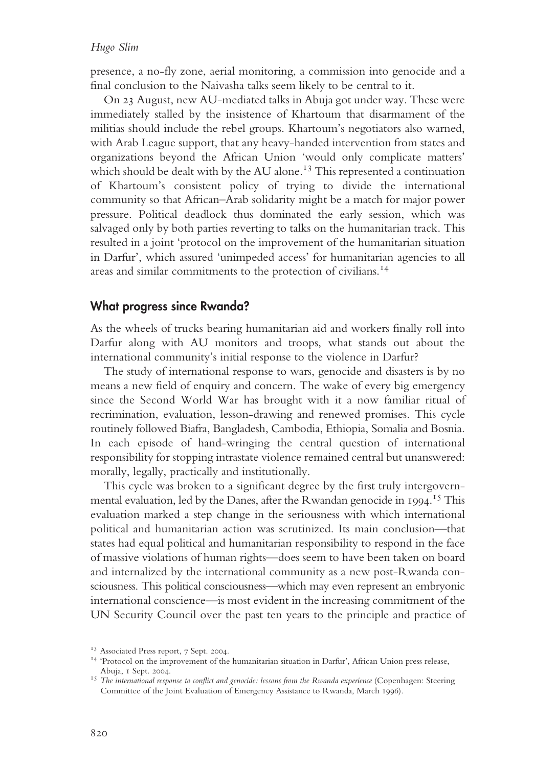presence, a no-fly zone, aerial monitoring, a commission into genocide and a final conclusion to the Naivasha talks seem likely to be central to it.

On 23 August, new AU-mediated talks in Abuja got under way. These were immediately stalled by the insistence of Khartoum that disarmament of the militias should include the rebel groups. Khartoum's negotiators also warned, with Arab League support, that any heavy-handed intervention from states and organizations beyond the African Union 'would only complicate matters' which should be dealt with by the AU alone.[13] This represented a continuation of Khartoum's consistent policy of trying to divide the international community so that African–Arab solidarity might be a match for major power pressure. Political deadlock thus dominated the early session, which was salvaged only by both parties reverting to talks on the humanitarian track. This resulted in a joint 'protocol on the improvement of the humanitarian situation in Darfur', which assured 'unimpeded access' for humanitarian agencies to all areas and similar commitments to the protection of civilians.[14]

## What progress since Rwanda?

As the wheels of trucks bearing humanitarian aid and workers finally roll into Darfur along with AU monitors and troops, what stands out about the international community's initial response to the violence in Darfur?

The study of international response to wars, genocide and disasters is by no means a new field of enquiry and concern. The wake of every big emergency since the Second World War has brought with it a now familiar ritual of recrimination, evaluation, lesson-drawing and renewed promises. This cycle routinely followed Biafra, Bangladesh, Cambodia, Ethiopia, Somalia and Bosnia. In each episode of hand-wringing the central question of international responsibility for stopping intrastate violence remained central but unanswered: morally, legally, practically and institutionally.

This cycle was broken to a significant degree by the first truly intergovernmental evaluation, led by the Danes, after the Rwandan genocide in 1994.[15] This evaluation marked a step change in the seriousness with which international political and humanitarian action was scrutinized. Its main conclusion—that states had equal political and humanitarian responsibility to respond in the face of massive violations of human rights—does seem to have been taken on board and internalized by the international community as a new post-Rwanda consciousness. This political consciousness—which may even represent an embryonic international conscience—is most evident in the increasing commitment of the UN Security Council over the past ten years to the principle and practice of

[13] Associated Press report, 7 Sept. 2004.

[14] 'Protocol on the improvement of the humanitarian situation in Darfur', African Union press release, Abuja, 1 Sept. 2004.

[15] *The international response to conflict and genocide: lessons from the Rwanda experience* (Copenhagen: Steering Committee of the Joint Evaluation of Emergency Assistance to Rwanda, March 1996).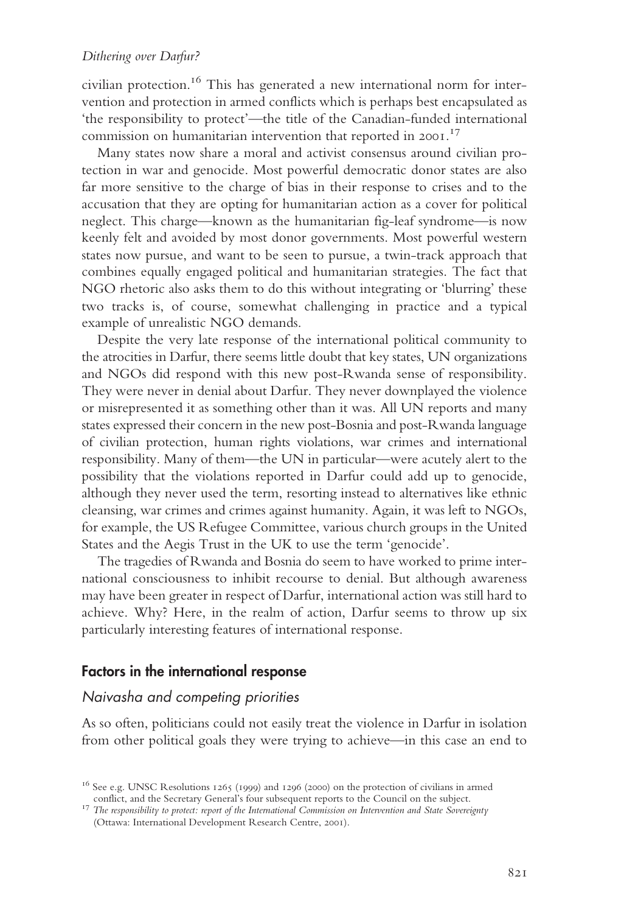civilian protection.[16] This has generated a new international norm for intervention and protection in armed conflicts which is perhaps best encapsulated as 'the responsibility to protect'—the title of the Canadian-funded international commission on humanitarian intervention that reported in 2001.[17]

Many states now share a moral and activist consensus around civilian protection in war and genocide. Most powerful democratic donor states are also far more sensitive to the charge of bias in their response to crises and to the accusation that they are opting for humanitarian action as a cover for political neglect. This charge—known as the humanitarian fig-leaf syndrome—is now keenly felt and avoided by most donor governments. Most powerful western states now pursue, and want to be seen to pursue, a twin-track approach that combines equally engaged political and humanitarian strategies. The fact that NGO rhetoric also asks them to do this without integrating or 'blurring' these two tracks is, of course, somewhat challenging in practice and a typical example of unrealistic NGO demands.

Despite the very late response of the international political community to the atrocities in Darfur, there seems little doubt that key states, UN organizations and NGOs did respond with this new post-Rwanda sense of responsibility. They were never in denial about Darfur. They never downplayed the violence or misrepresented it as something other than it was. All UN reports and many states expressed their concern in the new post-Bosnia and post-Rwanda language of civilian protection, human rights violations, war crimes and international responsibility. Many of them—the UN in particular—were acutely alert to the possibility that the violations reported in Darfur could add up to genocide, although they never used the term, resorting instead to alternatives like ethnic cleansing, war crimes and crimes against humanity. Again, it was left to NGOs, for example, the US Refugee Committee, various church groups in the United States and the Aegis Trust in the UK to use the term 'genocide'.

The tragedies of Rwanda and Bosnia do seem to have worked to prime international consciousness to inhibit recourse to denial. But although awareness may have been greater in respect of Darfur, international action was still hard to achieve. Why? Here, in the realm of action, Darfur seems to throw up six particularly interesting features of international response.

## Factors in the international response

### *Naivasha and competing priorities*

As so often, politicians could not easily treat the violence in Darfur in isolation from other political goals they were trying to achieve—in this case an end to

[16] See e.g. UNSC Resolutions 1265 (1999) and 1296 (2000) on the protection of civilians in armed conflict, and the Secretary General's four subsequent reports to the Council on the subject.

[17] *The responsibility to protect: report of the International Commission on Intervention and State Sovereignty* (Ottawa: International Development Research Centre, 2001).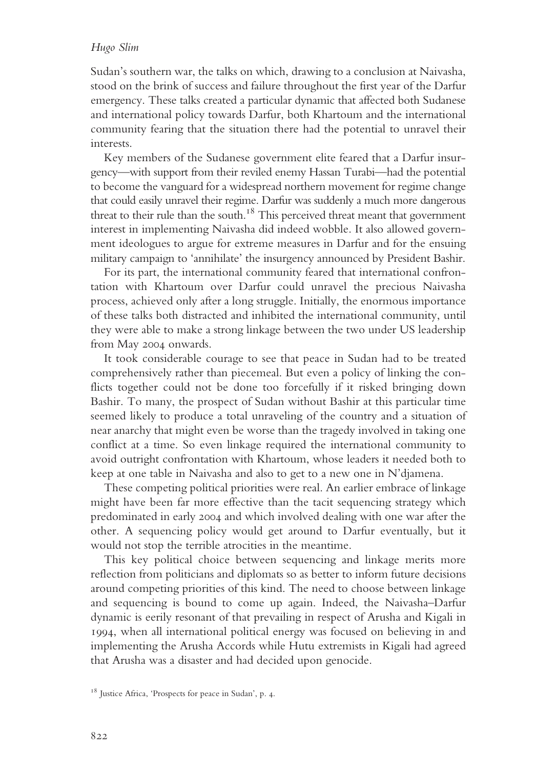Sudan's southern war, the talks on which, drawing to a conclusion at Naivasha, stood on the brink of success and failure throughout the first year of the Darfur emergency. These talks created a particular dynamic that affected both Sudanese and international policy towards Darfur, both Khartoum and the international community fearing that the situation there had the potential to unravel their interests.

Key members of the Sudanese government elite feared that a Darfur insurgency—with support from their reviled enemy Hassan Turabi—had the potential to become the vanguard for a widespread northern movement for regime change that could easily unravel their regime. Darfur was suddenly a much more dangerous threat to their rule than the south.[18] This perceived threat meant that government interest in implementing Naivasha did indeed wobble. It also allowed government ideologues to argue for extreme measures in Darfur and for the ensuing military campaign to 'annihilate' the insurgency announced by President Bashir.

For its part, the international community feared that international confrontation with Khartoum over Darfur could unravel the precious Naivasha process, achieved only after a long struggle. Initially, the enormous importance of these talks both distracted and inhibited the international community, until they were able to make a strong linkage between the two under US leadership from May 2004 onwards.

It took considerable courage to see that peace in Sudan had to be treated comprehensively rather than piecemeal. But even a policy of linking the conflicts together could not be done too forcefully if it risked bringing down Bashir. To many, the prospect of Sudan without Bashir at this particular time seemed likely to produce a total unraveling of the country and a situation of near anarchy that might even be worse than the tragedy involved in taking one conflict at a time. So even linkage required the international community to avoid outright confrontation with Khartoum, whose leaders it needed both to keep at one table in Naivasha and also to get to a new one in N'djamena.

These competing political priorities were real. An earlier embrace of linkage might have been far more effective than the tacit sequencing strategy which predominated in early 2004 and which involved dealing with one war after the other. A sequencing policy would get around to Darfur eventually, but it would not stop the terrible atrocities in the meantime.

This key political choice between sequencing and linkage merits more reflection from politicians and diplomats so as better to inform future decisions around competing priorities of this kind. The need to choose between linkage and sequencing is bound to come up again. Indeed, the Naivasha–Darfur dynamic is eerily resonant of that prevailing in respect of Arusha and Kigali in 1994, when all international political energy was focused on believing in and implementing the Arusha Accords while Hutu extremists in Kigali had agreed that Arusha was a disaster and had decided upon genocide.

[18] Justice Africa, 'Prospects for peace in Sudan', p. 4.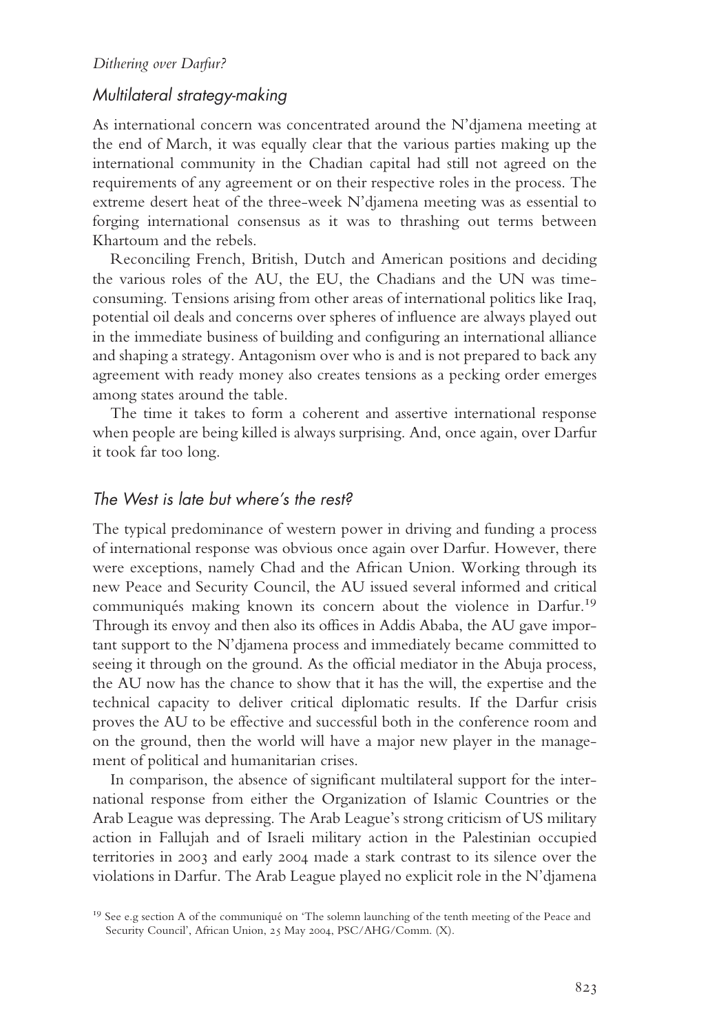### *Multilateral strategy-making*

As international concern was concentrated around the N'djamena meeting at the end of March, it was equally clear that the various parties making up the international community in the Chadian capital had still not agreed on the requirements of any agreement or on their respective roles in the process. The extreme desert heat of the three-week N'djamena meeting was as essential to forging international consensus as it was to thrashing out terms between Khartoum and the rebels.

Reconciling French, British, Dutch and American positions and deciding the various roles of the AU, the EU, the Chadians and the UN was time-consuming. Tensions arising from other areas of international politics like Iraq, potential oil deals and concerns over spheres of influence are always played out in the immediate business of building and configuring an international alliance and shaping a strategy. Antagonism over who is and is not prepared to back any agreement with ready money also creates tensions as a pecking order emerges among states around the table.

The time it takes to form a coherent and assertive international response when people are being killed is always surprising. And, once again, over Darfur it took far too long.

### *The West is late but where's the rest?*

The typical predominance of western power in driving and funding a process of international response was obvious once again over Darfur. However, there were exceptions, namely Chad and the African Union. Working through its new Peace and Security Council, the AU issued several informed and critical communiqués making known its concern about the violence in Darfur.[19] Through its envoy and then also its offices in Addis Ababa, the AU gave important support to the N'djamena process and immediately became committed to seeing it through on the ground. As the official mediator in the Abuja process, the AU now has the chance to show that it has the will, the expertise and the technical capacity to deliver critical diplomatic results. If the Darfur crisis proves the AU to be effective and successful both in the conference room and on the ground, then the world will have a major new player in the management of political and humanitarian crises.

In comparison, the absence of significant multilateral support for the international response from either the Organization of Islamic Countries or the Arab League was depressing. The Arab League's strong criticism of US military action in Fallujah and of Israeli military action in the Palestinian occupied territories in 2003 and early 2004 made a stark contrast to its silence over the violations in Darfur. The Arab League played no explicit role in the N'djamena

[19] See e.g section A of the communiqué on 'The solemn launching of the tenth meeting of the Peace and Security Council', African Union, 25 May 2004, PSC/AHG/Comm. (X).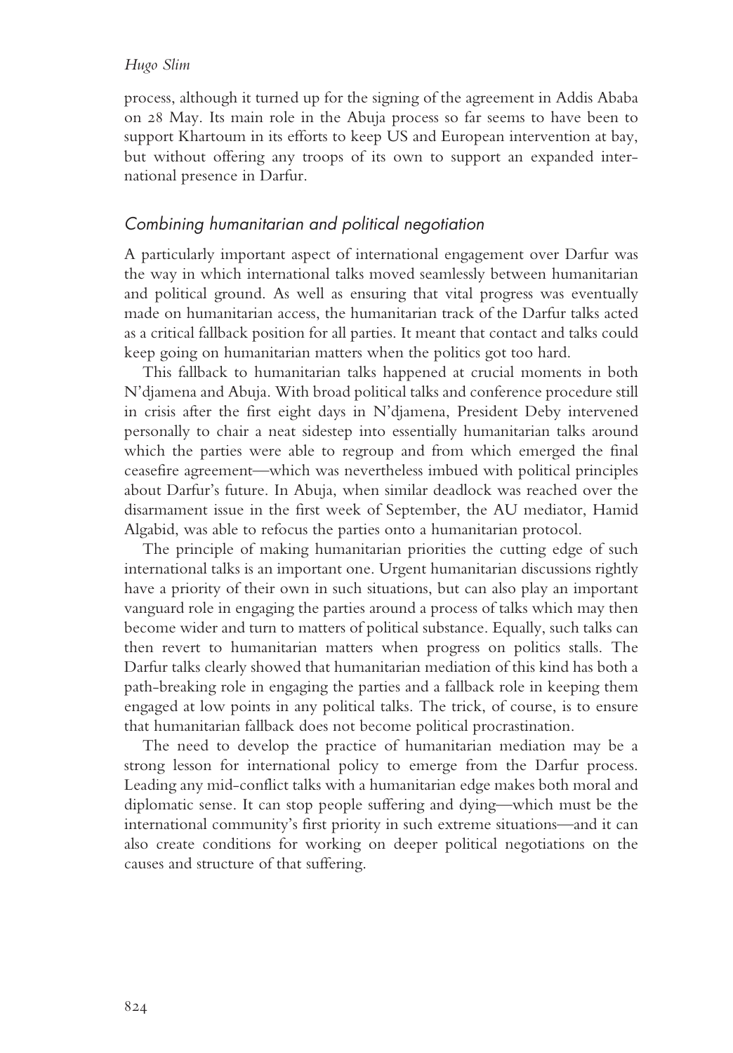process, although it turned up for the signing of the agreement in Addis Ababa on 28 May. Its main role in the Abuja process so far seems to have been to support Khartoum in its efforts to keep US and European intervention at bay, but without offering any troops of its own to support an expanded international presence in Darfur.

## *Combining humanitarian and political negotiation*

A particularly important aspect of international engagement over Darfur was the way in which international talks moved seamlessly between humanitarian and political ground. As well as ensuring that vital progress was eventually made on humanitarian access, the humanitarian track of the Darfur talks acted as a critical fallback position for all parties. It meant that contact and talks could keep going on humanitarian matters when the politics got too hard.

This fallback to humanitarian talks happened at crucial moments in both N'djamena and Abuja. With broad political talks and conference procedure still in crisis after the first eight days in N'djamena, President Deby intervened personally to chair a neat sidestep into essentially humanitarian talks around which the parties were able to regroup and from which emerged the final ceasefire agreement—which was nevertheless imbued with political principles about Darfur's future. In Abuja, when similar deadlock was reached over the disarmament issue in the first week of September, the AU mediator, Hamid Algabid, was able to refocus the parties onto a humanitarian protocol.

The principle of making humanitarian priorities the cutting edge of such international talks is an important one. Urgent humanitarian discussions rightly have a priority of their own in such situations, but can also play an important vanguard role in engaging the parties around a process of talks which may then become wider and turn to matters of political substance. Equally, such talks can then revert to humanitarian matters when progress on politics stalls. The Darfur talks clearly showed that humanitarian mediation of this kind has both a path-breaking role in engaging the parties and a fallback role in keeping them engaged at low points in any political talks. The trick, of course, is to ensure that humanitarian fallback does not become political procrastination.

The need to develop the practice of humanitarian mediation may be a strong lesson for international policy to emerge from the Darfur process. Leading any mid-conflict talks with a humanitarian edge makes both moral and diplomatic sense. It can stop people suffering and dying—which must be the international community's first priority in such extreme situations—and it can also create conditions for working on deeper political negotiations on the causes and structure of that suffering.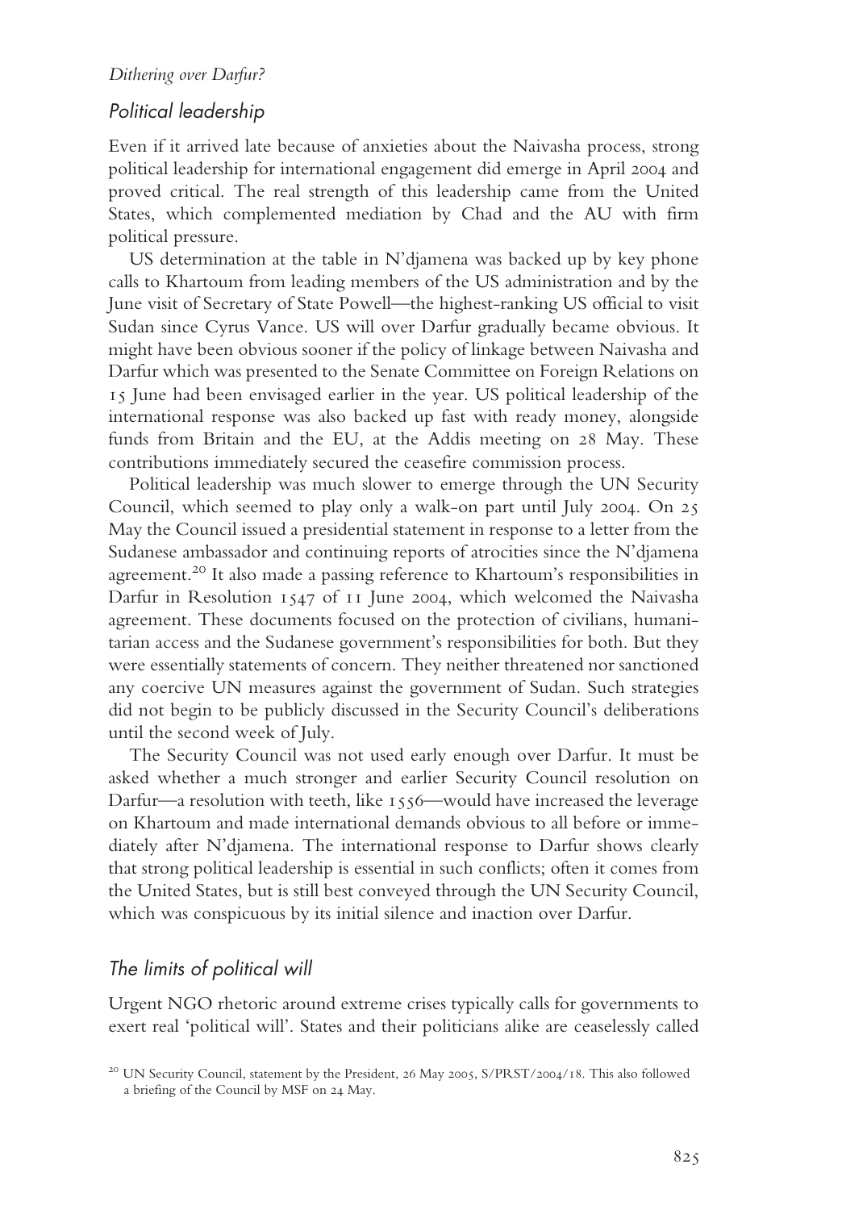## Political leadership

Even if it arrived late because of anxieties about the Naivasha process, strong political leadership for international engagement did emerge in April 2004 and proved critical. The real strength of this leadership came from the United States, which complemented mediation by Chad and the AU with firm political pressure.

US determination at the table in N'djamena was backed up by key phone calls to Khartoum from leading members of the US administration and by the June visit of Secretary of State Powell—the highest-ranking US official to visit Sudan since Cyrus Vance. US will over Darfur gradually became obvious. It might have been obvious sooner if the policy of linkage between Naivasha and Darfur which was presented to the Senate Committee on Foreign Relations on 15 June had been envisaged earlier in the year. US political leadership of the international response was also backed up fast with ready money, alongside funds from Britain and the EU, at the Addis meeting on 28 May. These contributions immediately secured the ceasefire commission process.

Political leadership was much slower to emerge through the UN Security Council, which seemed to play only a walk-on part until July 2004. On 25 May the Council issued a presidential statement in response to a letter from the Sudanese ambassador and continuing reports of atrocities since the N'djamena agreement.[20] It also made a passing reference to Khartoum's responsibilities in Darfur in Resolution 1547 of 11 June 2004, which welcomed the Naivasha agreement. These documents focused on the protection of civilians, humanitarian access and the Sudanese government's responsibilities for both. But they were essentially statements of concern. They neither threatened nor sanctioned any coercive UN measures against the government of Sudan. Such strategies did not begin to be publicly discussed in the Security Council's deliberations until the second week of July.

The Security Council was not used early enough over Darfur. It must be asked whether a much stronger and earlier Security Council resolution on Darfur—a resolution with teeth, like 1556—would have increased the leverage on Khartoum and made international demands obvious to all before or immediately after N'djamena. The international response to Darfur shows clearly that strong political leadership is essential in such conflicts; often it comes from the United States, but is still best conveyed through the UN Security Council, which was conspicuous by its initial silence and inaction over Darfur.

## The limits of political will

Urgent NGO rhetoric around extreme crises typically calls for governments to exert real 'political will'. States and their politicians alike are ceaselessly called

[20] UN Security Council, statement by the President, 26 May 2005, S/PRST/2004/18. This also followed a briefing of the Council by MSF on 24 May.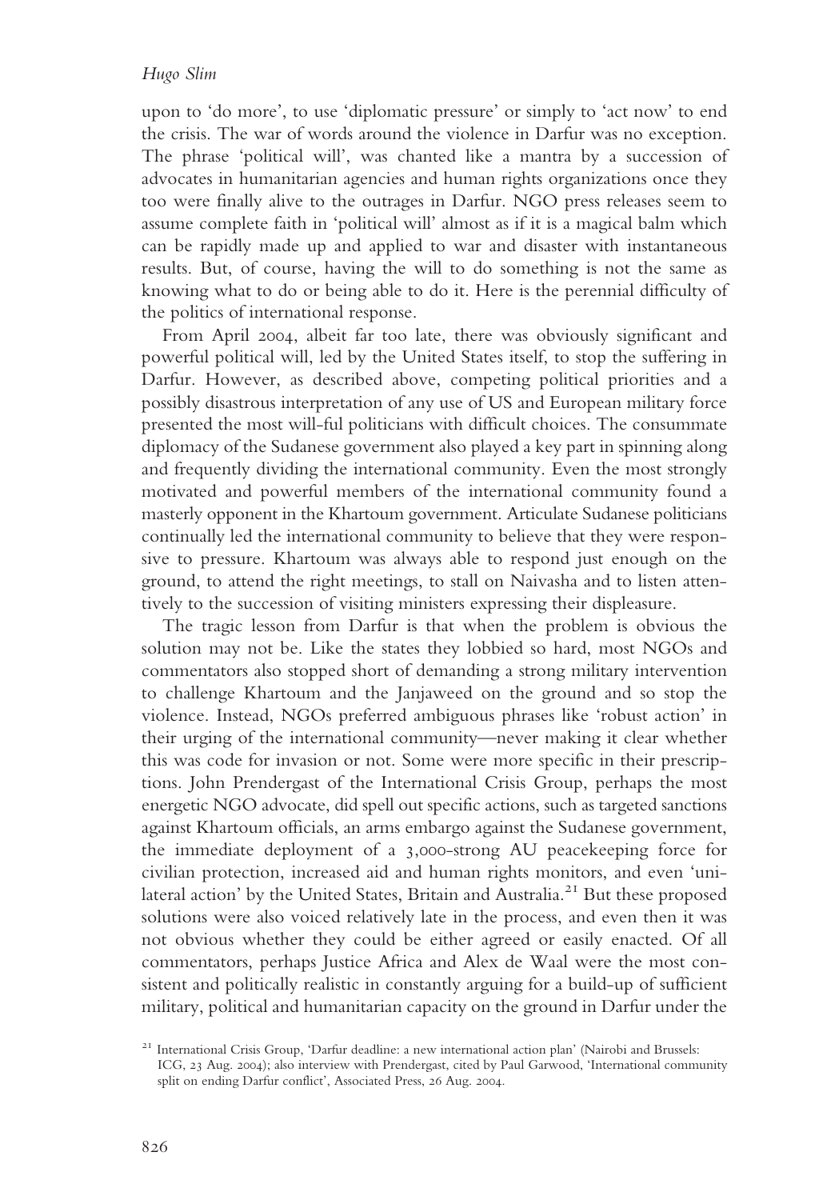upon to 'do more', to use 'diplomatic pressure' or simply to 'act now' to end the crisis. The war of words around the violence in Darfur was no exception. The phrase 'political will', was chanted like a mantra by a succession of advocates in humanitarian agencies and human rights organizations once they too were finally alive to the outrages in Darfur. NGO press releases seem to assume complete faith in 'political will' almost as if it is a magical balm which can be rapidly made up and applied to war and disaster with instantaneous results. But, of course, having the will to do something is not the same as knowing what to do or being able to do it. Here is the perennial difficulty of the politics of international response.

From April 2004, albeit far too late, there was obviously significant and powerful political will, led by the United States itself, to stop the suffering in Darfur. However, as described above, competing political priorities and a possibly disastrous interpretation of any use of US and European military force presented the most will-ful politicians with difficult choices. The consummate diplomacy of the Sudanese government also played a key part in spinning along and frequently dividing the international community. Even the most strongly motivated and powerful members of the international community found a masterly opponent in the Khartoum government. Articulate Sudanese politicians continually led the international community to believe that they were responsive to pressure. Khartoum was always able to respond just enough on the ground, to attend the right meetings, to stall on Naivasha and to listen attentively to the succession of visiting ministers expressing their displeasure.

The tragic lesson from Darfur is that when the problem is obvious the solution may not be. Like the states they lobbied so hard, most NGOs and commentators also stopped short of demanding a strong military intervention to challenge Khartoum and the Janjaweed on the ground and so stop the violence. Instead, NGOs preferred ambiguous phrases like 'robust action' in their urging of the international community—never making it clear whether this was code for invasion or not. Some were more specific in their prescriptions. John Prendergast of the International Crisis Group, perhaps the most energetic NGO advocate, did spell out specific actions, such as targeted sanctions against Khartoum officials, an arms embargo against the Sudanese government, the immediate deployment of a 3,000-strong AU peacekeeping force for civilian protection, increased aid and human rights monitors, and even 'unilateral action' by the United States, Britain and Australia.[21] But these proposed solutions were also voiced relatively late in the process, and even then it was not obvious whether they could be either agreed or easily enacted. Of all commentators, perhaps Justice Africa and Alex de Waal were the most consistent and politically realistic in constantly arguing for a build-up of sufficient military, political and humanitarian capacity on the ground in Darfur under the

[21] International Crisis Group, 'Darfur deadline: a new international action plan' (Nairobi and Brussels: ICG, 23 Aug. 2004); also interview with Prendergast, cited by Paul Garwood, 'International community split on ending Darfur conflict', Associated Press, 26 Aug. 2004.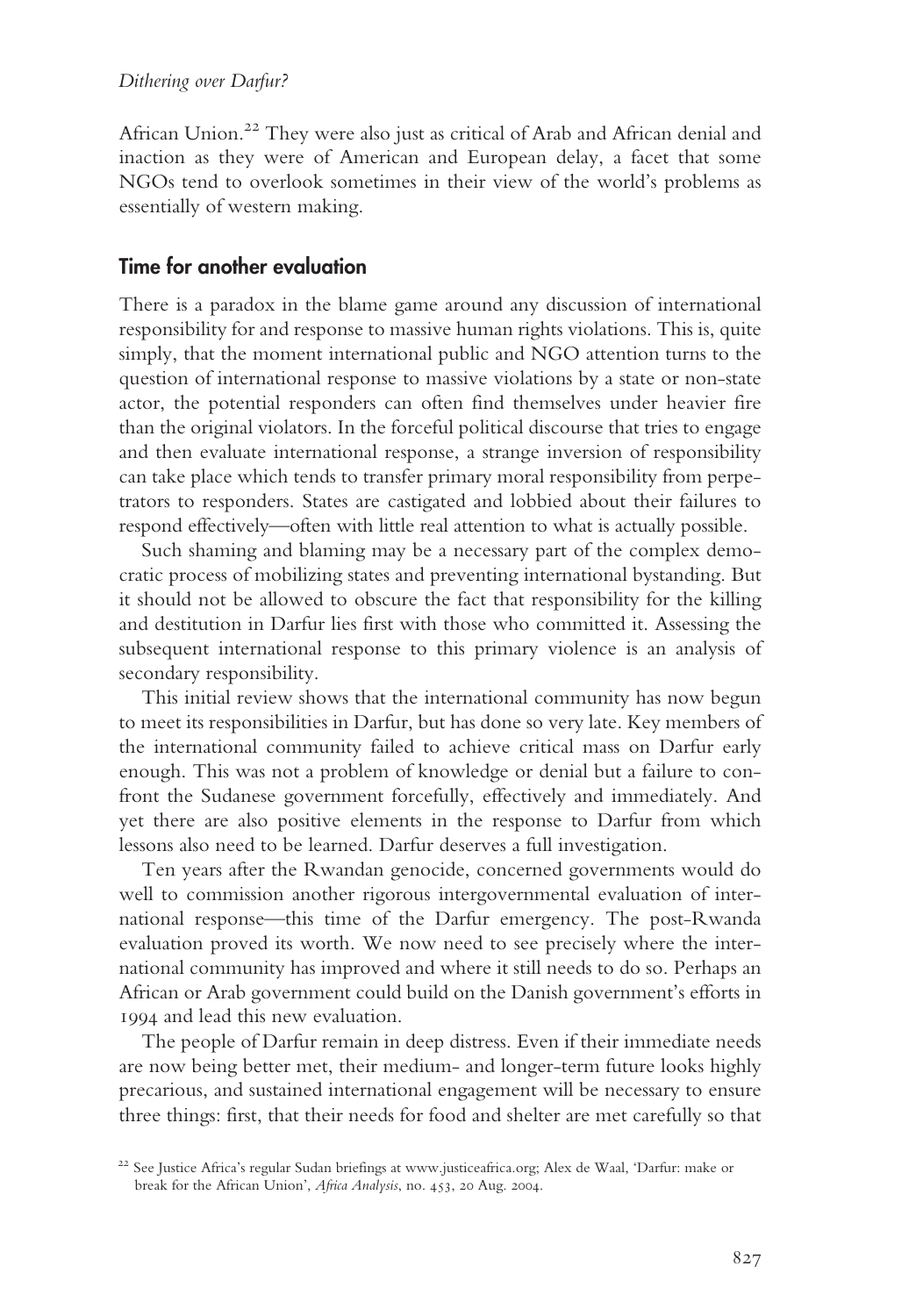African Union.[22] They were also just as critical of Arab and African denial and inaction as they were of American and European delay, a facet that some NGOs tend to overlook sometimes in their view of the world's problems as essentially of western making.

## Time for another evaluation

There is a paradox in the blame game around any discussion of international responsibility for and response to massive human rights violations. This is, quite simply, that the moment international public and NGO attention turns to the question of international response to massive violations by a state or non-state actor, the potential responders can often find themselves under heavier fire than the original violators. In the forceful political discourse that tries to engage and then evaluate international response, a strange inversion of responsibility can take place which tends to transfer primary moral responsibility from perpetrators to responders. States are castigated and lobbied about their failures to respond effectively—often with little real attention to what is actually possible.

Such shaming and blaming may be a necessary part of the complex democratic process of mobilizing states and preventing international bystanding. But it should not be allowed to obscure the fact that responsibility for the killing and destitution in Darfur lies first with those who committed it. Assessing the subsequent international response to this primary violence is an analysis of secondary responsibility.

This initial review shows that the international community has now begun to meet its responsibilities in Darfur, but has done so very late. Key members of the international community failed to achieve critical mass on Darfur early enough. This was not a problem of knowledge or denial but a failure to confront the Sudanese government forcefully, effectively and immediately. And yet there are also positive elements in the response to Darfur from which lessons also need to be learned. Darfur deserves a full investigation.

Ten years after the Rwandan genocide, concerned governments would do well to commission another rigorous intergovernmental evaluation of international response—this time of the Darfur emergency. The post-Rwanda evaluation proved its worth. We now need to see precisely where the international community has improved and where it still needs to do so. Perhaps an African or Arab government could build on the Danish government's efforts in 1994 and lead this new evaluation.

The people of Darfur remain in deep distress. Even if their immediate needs are now being better met, their medium- and longer-term future looks highly precarious, and sustained international engagement will be necessary to ensure three things: first, that their needs for food and shelter are met carefully so that

[22] See Justice Africa's regular Sudan briefings at www.justiceafrica.org; Alex de Waal, 'Darfur: make or break for the African Union', *Africa Analysis*, no. 453, 20 Aug. 2004.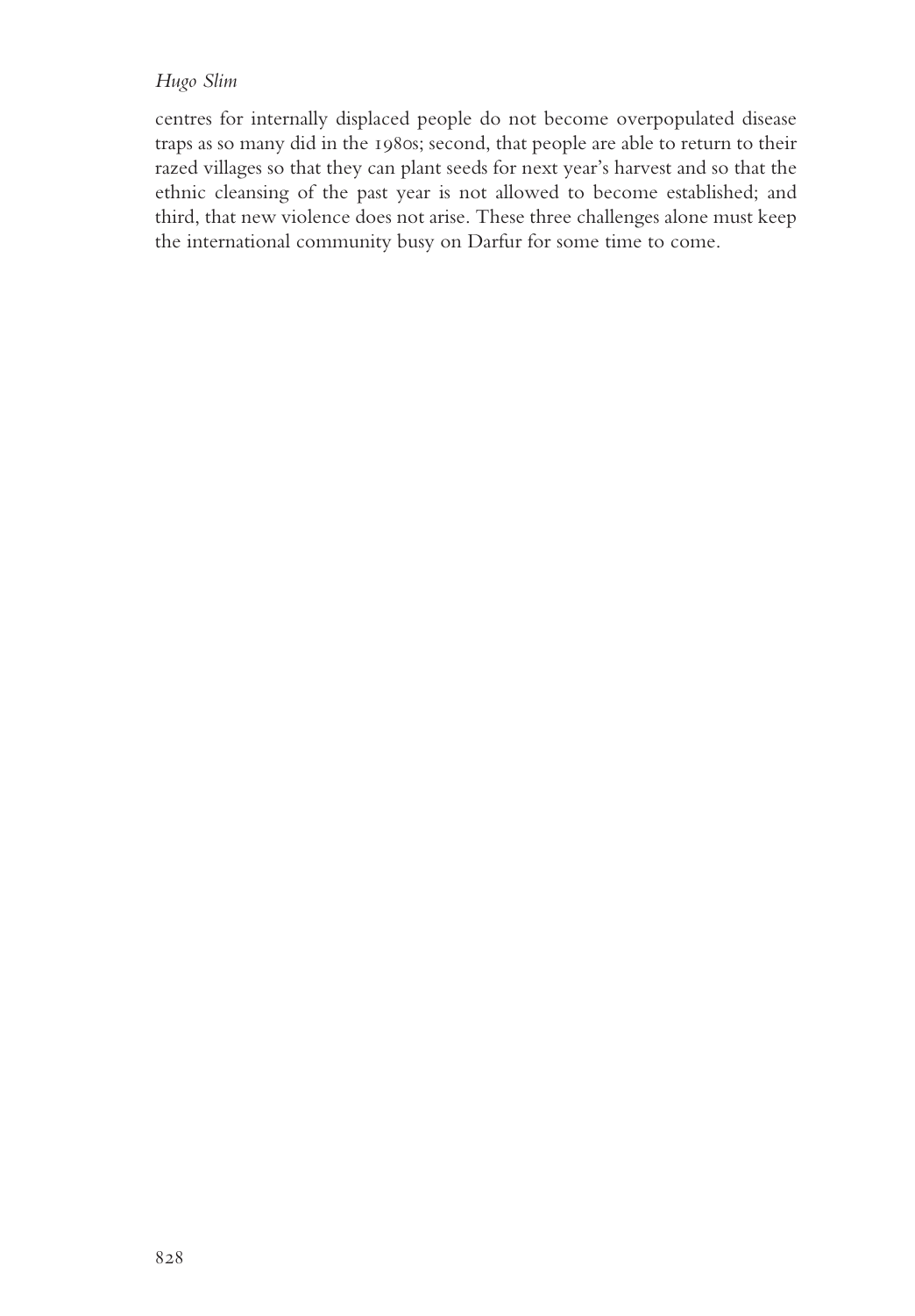centres for internally displaced people do not become overpopulated disease traps as so many did in the 1980s; second, that people are able to return to their razed villages so that they can plant seeds for next year's harvest and so that the ethnic cleansing of the past year is not allowed to become established; and third, that new violence does not arise. These three challenges alone must keep the international community busy on Darfur for some time to come.